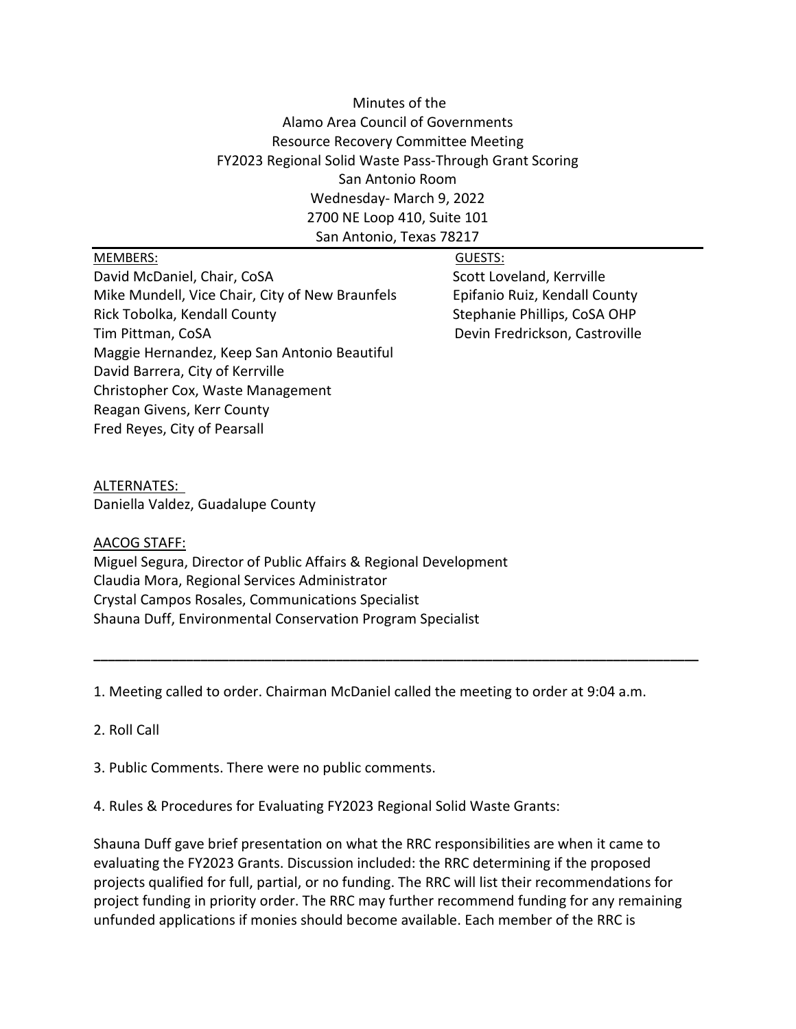Minutes of the
Alamo Area Council of Governments
Resource Recovery Committee Meeting
FY2023 Regional Solid Waste Pass-Through Grant Scoring
San Antonio Room
Wednesday- March 9, 2022
2700 NE Loop 410, Suite 101
San Antonio, Texas 78217

---

MEMBERS:
David McDaniel, Chair, CoSA
Mike Mundell, Vice Chair, City of New Braunfels
Rick Tobolka, Kendall County
Tim Pittman, CoSA
Maggie Hernandez, Keep San Antonio Beautiful
David Barrera, City of Kerrville
Christopher Cox, Waste Management
Reagan Givens, Kerr County
Fred Reyes, City of Pearsall

GUESTS:
Scott Loveland, Kerrville
Epifanio Ruiz, Kendall County
Stephanie Phillips, CoSA OHP
Devin Fredrickson, Castroville

ALTERNATES:
Daniella Valdez, Guadalupe County

AACOG STAFF:
Miguel Segura, Director of Public Affairs & Regional Development
Claudia Mora, Regional Services Administrator
Crystal Campos Rosales, Communications Specialist
Shauna Duff, Environmental Conservation Program Specialist

---

1. Meeting called to order. Chairman McDaniel called the meeting to order at 9:04 a.m.

2. Roll Call

3. Public Comments. There were no public comments.

4. Rules & Procedures for Evaluating FY2023 Regional Solid Waste Grants:

Shauna Duff gave brief presentation on what the RRC responsibilities are when it came to evaluating the FY2023 Grants. Discussion included: the RRC determining if the proposed projects qualified for full, partial, or no funding. The RRC will list their recommendations for project funding in priority order. The RRC may further recommend funding for any remaining unfunded applications if monies should become available. Each member of the RRC is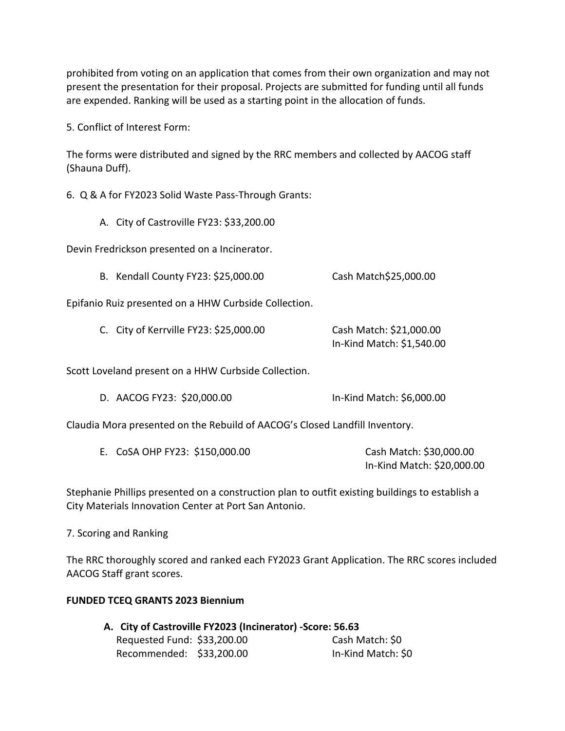prohibited from voting on an application that comes from their own organization and may not present the presentation for their proposal. Projects are submitted for funding until all funds are expended. Ranking will be used as a starting point in the allocation of funds.

5. Conflict of Interest Form:

The forms were distributed and signed by the RRC members and collected by AACOG staff (Shauna Duff).

6. Q & A for FY2023 Solid Waste Pass-Through Grants:

A. City of Castroville FY23: $33,200.00

Devin Fredrickson presented on a Incinerator.

B. Kendall County FY23: $25,000.00 Cash Match$25,000.00

Epifanio Ruiz presented on a HHW Curbside Collection.

C. City of Kerrville FY23: $25,000.00 Cash Match: $21,000.00
In-Kind Match: $1,540.00

Scott Loveland present on a HHW Curbside Collection.

D. AACOG FY23: $20,000.00 In-Kind Match: $6,000.00

Claudia Mora presented on the Rebuild of AACOG's Closed Landfill Inventory.

E. CoSA OHP FY23: $150,000.00 Cash Match: $30,000.00
In-Kind Match: $20,000.00

Stephanie Phillips presented on a construction plan to outfit existing buildings to establish a City Materials Innovation Center at Port San Antonio.

7. Scoring and Ranking

The RRC thoroughly scored and ranked each FY2023 Grant Application. The RRC scores included AACOG Staff grant scores.

**FUNDED TCEQ GRANTS 2023 Biennium**

**A. City of Castroville FY2023 (Incinerator) -Score: 56.63**
Requested Fund: $33,200.00 Cash Match: $0
Recommended: $33,200.00 In-Kind Match: $0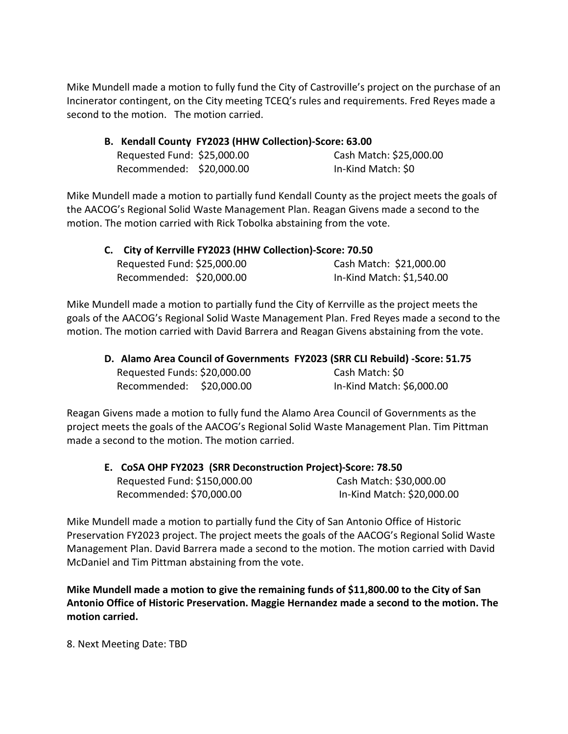Mike Mundell made a motion to fully fund the City of Castroville's project on the purchase of an Incinerator contingent, on the City meeting TCEQ's rules and requirements. Fred Reyes made a second to the motion. The motion carried.

**B. Kendall County FY2023 (HHW Collection)-Score: 63.00**

| | |
|---|---|
| Requested Fund: $25,000.00 | Cash Match: $25,000.00 |
| Recommended: $20,000.00 | In-Kind Match: $0 |

Mike Mundell made a motion to partially fund Kendall County as the project meets the goals of the AACOG's Regional Solid Waste Management Plan. Reagan Givens made a second to the motion. The motion carried with Rick Tobolka abstaining from the vote.

**C. City of Kerrville FY2023 (HHW Collection)-Score: 70.50**

| | |
|---|---|
| Requested Fund: $25,000.00 | Cash Match: $21,000.00 |
| Recommended: $20,000.00 | In-Kind Match: $1,540.00 |

Mike Mundell made a motion to partially fund the City of Kerrville as the project meets the goals of the AACOG's Regional Solid Waste Management Plan. Fred Reyes made a second to the motion. The motion carried with David Barrera and Reagan Givens abstaining from the vote.

**D. Alamo Area Council of Governments FY2023 (SRR CLI Rebuild) -Score: 51.75**

| | |
|---|---|
| Requested Funds: $20,000.00 | Cash Match: $0 |
| Recommended: $20,000.00 | In-Kind Match: $6,000.00 |

Reagan Givens made a motion to fully fund the Alamo Area Council of Governments as the project meets the goals of the AACOG's Regional Solid Waste Management Plan. Tim Pittman made a second to the motion. The motion carried.

**E. CoSA OHP FY2023 (SRR Deconstruction Project)-Score: 78.50**

| | |
|---|---|
| Requested Fund: $150,000.00 | Cash Match: $30,000.00 |
| Recommended: $70,000.00 | In-Kind Match: $20,000.00 |

Mike Mundell made a motion to partially fund the City of San Antonio Office of Historic Preservation FY2023 project. The project meets the goals of the AACOG's Regional Solid Waste Management Plan. David Barrera made a second to the motion. The motion carried with David McDaniel and Tim Pittman abstaining from the vote.

**Mike Mundell made a motion to give the remaining funds of $11,800.00 to the City of San Antonio Office of Historic Preservation. Maggie Hernandez made a second to the motion. The motion carried.**

8. Next Meeting Date: TBD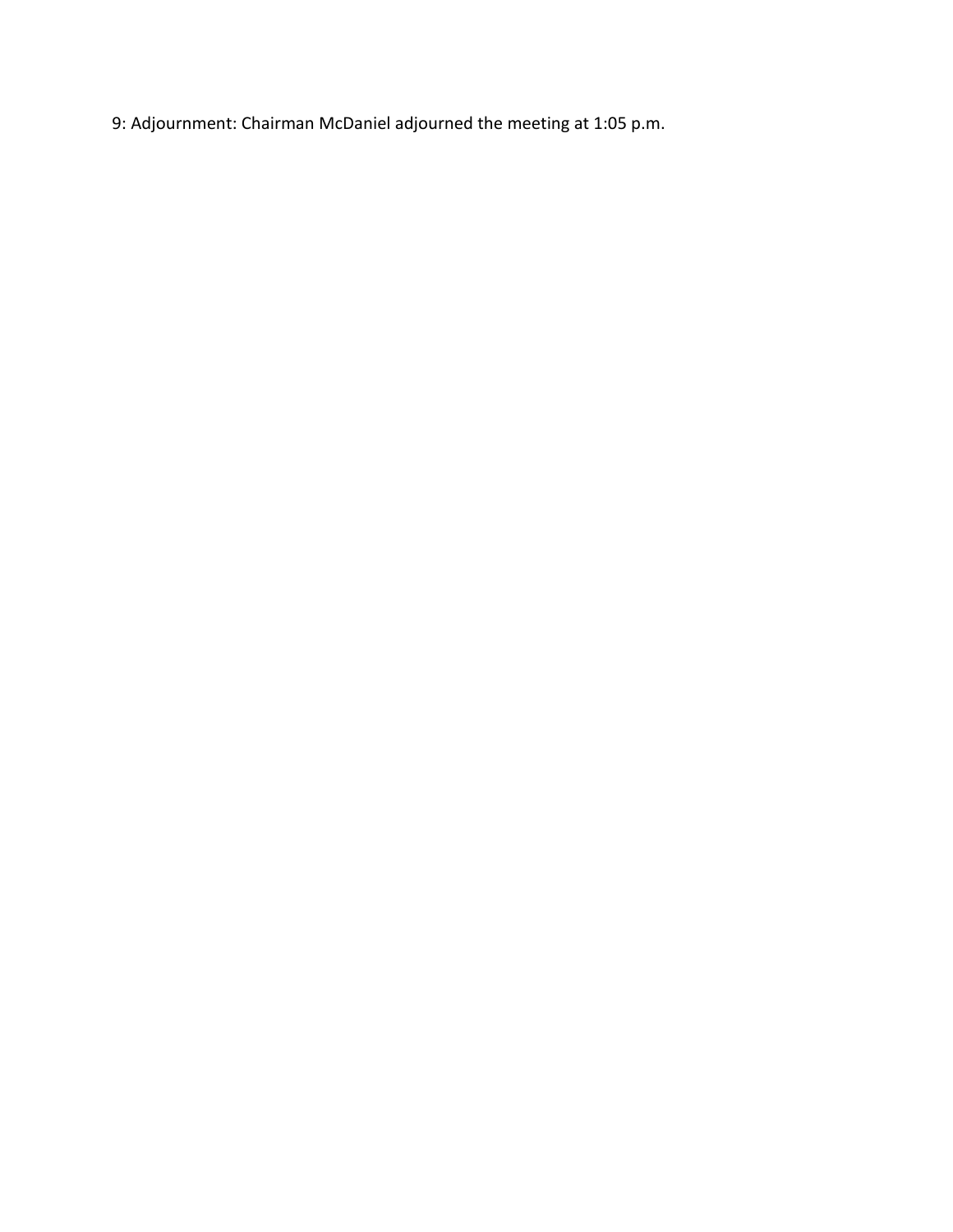9: Adjournment: Chairman McDaniel adjourned the meeting at 1:05 p.m.